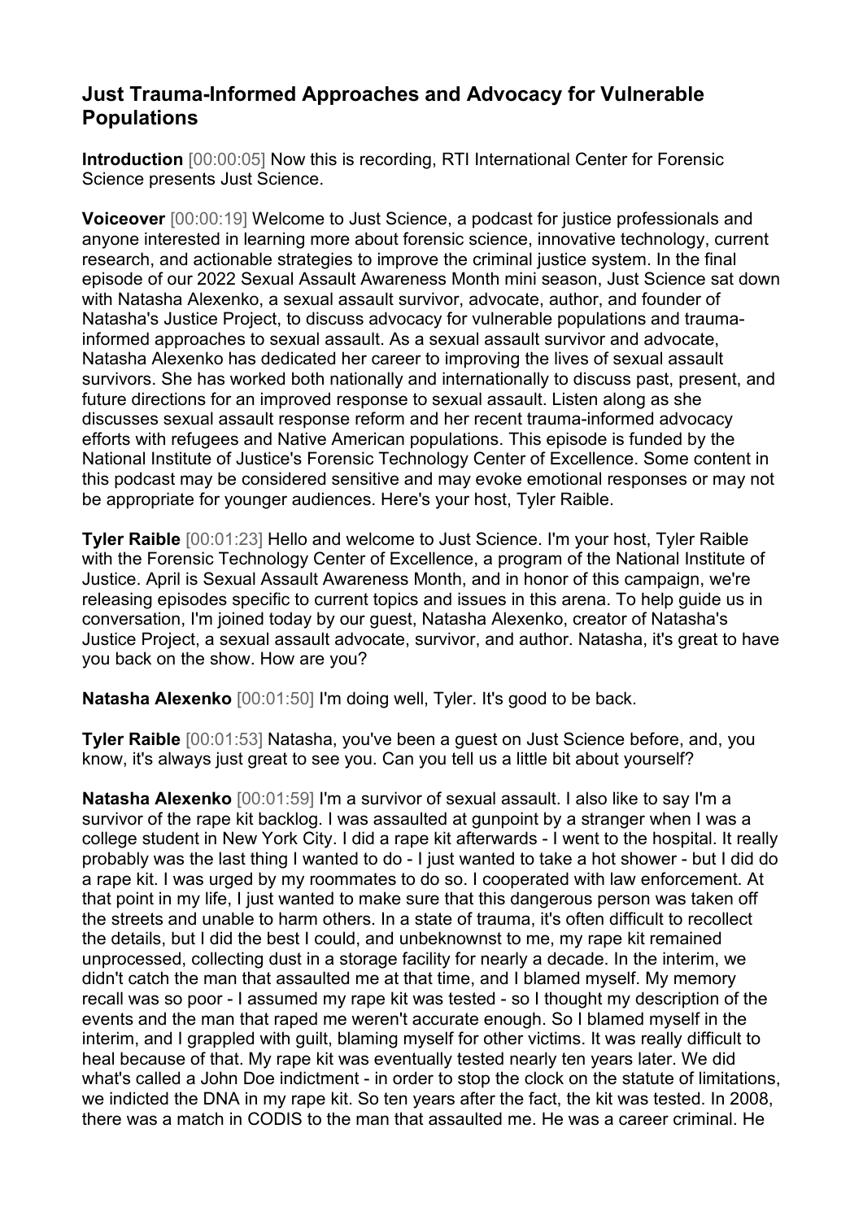## Just Trauma-Informed Approaches and Advocacy for Vulnerable Populations

**Introduction** [00:00:05] Now this is recording, RTI International Center for Forensic Science presents Just Science.

**Voiceover** [00:00:19] Welcome to Just Science, a podcast for justice professionals and anyone interested in learning more about forensic science, innovative technology, current research, and actionable strategies to improve the criminal justice system. In the final episode of our 2022 Sexual Assault Awareness Month mini season, Just Science sat down with Natasha Alexenko, a sexual assault survivor, advocate, author, and founder of Natasha's Justice Project, to discuss advocacy for vulnerable populations and trauma-informed approaches to sexual assault. As a sexual assault survivor and advocate, Natasha Alexenko has dedicated her career to improving the lives of sexual assault survivors. She has worked both nationally and internationally to discuss past, present, and future directions for an improved response to sexual assault. Listen along as she discusses sexual assault response reform and her recent trauma-informed advocacy efforts with refugees and Native American populations. This episode is funded by the National Institute of Justice's Forensic Technology Center of Excellence. Some content in this podcast may be considered sensitive and may evoke emotional responses or may not be appropriate for younger audiences. Here's your host, Tyler Raible.

**Tyler Raible** [00:01:23] Hello and welcome to Just Science. I'm your host, Tyler Raible with the Forensic Technology Center of Excellence, a program of the National Institute of Justice. April is Sexual Assault Awareness Month, and in honor of this campaign, we're releasing episodes specific to current topics and issues in this arena. To help guide us in conversation, I'm joined today by our guest, Natasha Alexenko, creator of Natasha's Justice Project, a sexual assault advocate, survivor, and author. Natasha, it's great to have you back on the show. How are you?

**Natasha Alexenko** [00:01:50] I'm doing well, Tyler. It's good to be back.

**Tyler Raible** [00:01:53] Natasha, you've been a guest on Just Science before, and, you know, it's always just great to see you. Can you tell us a little bit about yourself?

**Natasha Alexenko** [00:01:59] I'm a survivor of sexual assault. I also like to say I'm a survivor of the rape kit backlog. I was assaulted at gunpoint by a stranger when I was a college student in New York City. I did a rape kit afterwards - I went to the hospital. It really probably was the last thing I wanted to do - I just wanted to take a hot shower - but I did do a rape kit. I was urged by my roommates to do so. I cooperated with law enforcement. At that point in my life, I just wanted to make sure that this dangerous person was taken off the streets and unable to harm others. In a state of trauma, it's often difficult to recollect the details, but I did the best I could, and unbeknownst to me, my rape kit remained unprocessed, collecting dust in a storage facility for nearly a decade. In the interim, we didn't catch the man that assaulted me at that time, and I blamed myself. My memory recall was so poor - I assumed my rape kit was tested - so I thought my description of the events and the man that raped me weren't accurate enough. So I blamed myself in the interim, and I grappled with guilt, blaming myself for other victims. It was really difficult to heal because of that. My rape kit was eventually tested nearly ten years later. We did what's called a John Doe indictment - in order to stop the clock on the statute of limitations, we indicted the DNA in my rape kit. So ten years after the fact, the kit was tested. In 2008, there was a match in CODIS to the man that assaulted me. He was a career criminal. He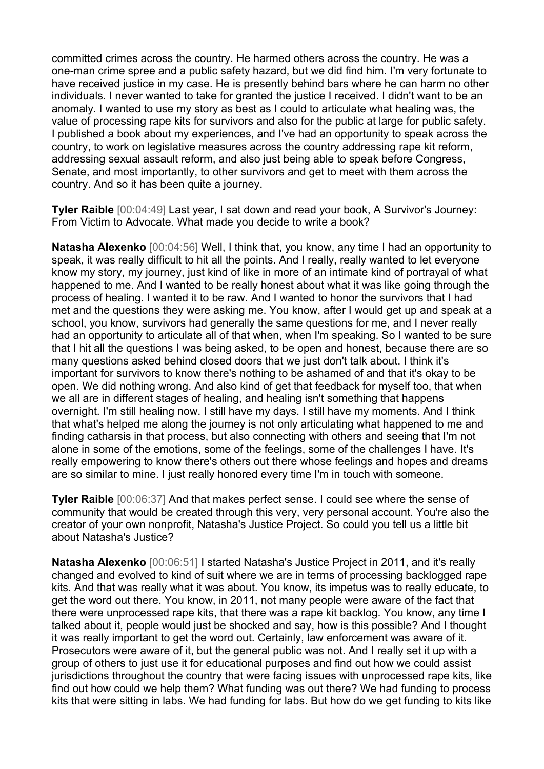committed crimes across the country. He harmed others across the country. He was a one-man crime spree and a public safety hazard, but we did find him. I'm very fortunate to have received justice in my case. He is presently behind bars where he can harm no other individuals. I never wanted to take for granted the justice I received. I didn't want to be an anomaly. I wanted to use my story as best as I could to articulate what healing was, the value of processing rape kits for survivors and also for the public at large for public safety. I published a book about my experiences, and I've had an opportunity to speak across the country, to work on legislative measures across the country addressing rape kit reform, addressing sexual assault reform, and also just being able to speak before Congress, Senate, and most importantly, to other survivors and get to meet with them across the country. And so it has been quite a journey.

**Tyler Raible** [00:04:49] Last year, I sat down and read your book, A Survivor's Journey: From Victim to Advocate. What made you decide to write a book?

**Natasha Alexenko** [00:04:56] Well, I think that, you know, any time I had an opportunity to speak, it was really difficult to hit all the points. And I really, really wanted to let everyone know my story, my journey, just kind of like in more of an intimate kind of portrayal of what happened to me. And I wanted to be really honest about what it was like going through the process of healing. I wanted it to be raw. And I wanted to honor the survivors that I had met and the questions they were asking me. You know, after I would get up and speak at a school, you know, survivors had generally the same questions for me, and I never really had an opportunity to articulate all of that when, when I'm speaking. So I wanted to be sure that I hit all the questions I was being asked, to be open and honest, because there are so many questions asked behind closed doors that we just don't talk about. I think it's important for survivors to know there's nothing to be ashamed of and that it's okay to be open. We did nothing wrong. And also kind of get that feedback for myself too, that when we all are in different stages of healing, and healing isn't something that happens overnight. I'm still healing now. I still have my days. I still have my moments. And I think that what's helped me along the journey is not only articulating what happened to me and finding catharsis in that process, but also connecting with others and seeing that I'm not alone in some of the emotions, some of the feelings, some of the challenges I have. It's really empowering to know there's others out there whose feelings and hopes and dreams are so similar to mine. I just really honored every time I'm in touch with someone.

**Tyler Raible** [00:06:37] And that makes perfect sense. I could see where the sense of community that would be created through this very, very personal account. You're also the creator of your own nonprofit, Natasha's Justice Project. So could you tell us a little bit about Natasha's Justice?

**Natasha Alexenko** [00:06:51] I started Natasha's Justice Project in 2011, and it's really changed and evolved to kind of suit where we are in terms of processing backlogged rape kits. And that was really what it was about. You know, its impetus was to really educate, to get the word out there. You know, in 2011, not many people were aware of the fact that there were unprocessed rape kits, that there was a rape kit backlog. You know, any time I talked about it, people would just be shocked and say, how is this possible? And I thought it was really important to get the word out. Certainly, law enforcement was aware of it. Prosecutors were aware of it, but the general public was not. And I really set it up with a group of others to just use it for educational purposes and find out how we could assist jurisdictions throughout the country that were facing issues with unprocessed rape kits, like find out how could we help them? What funding was out there? We had funding to process kits that were sitting in labs. We had funding for labs. But how do we get funding to kits like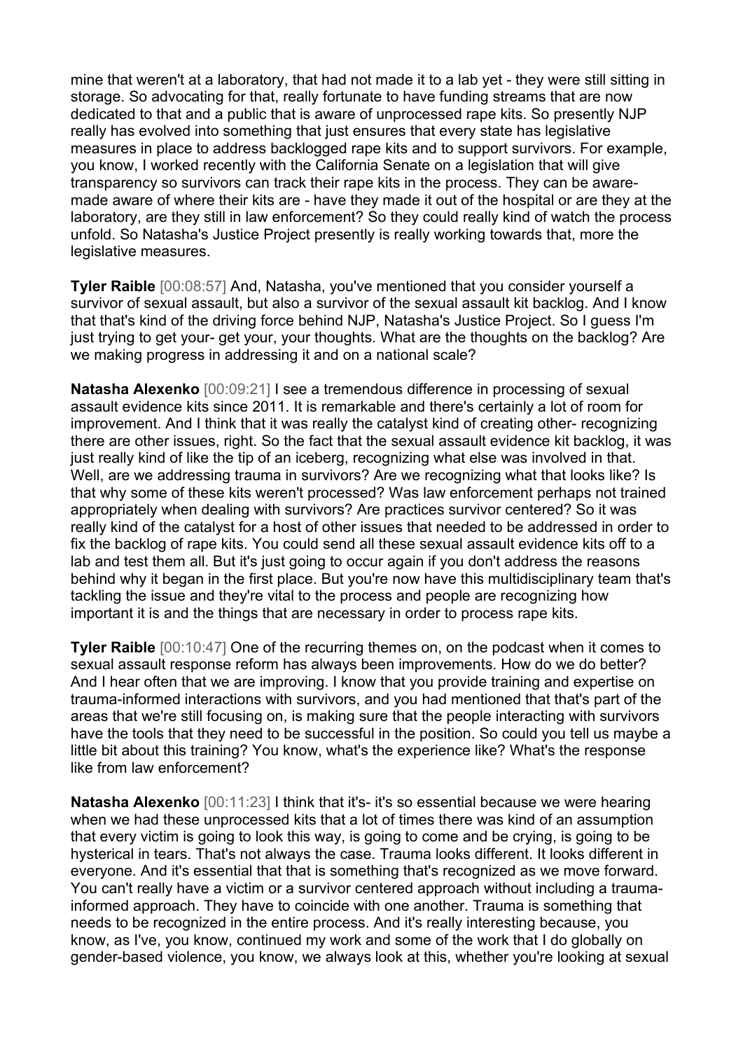mine that weren't at a laboratory, that had not made it to a lab yet - they were still sitting in storage. So advocating for that, really fortunate to have funding streams that are now dedicated to that and a public that is aware of unprocessed rape kits. So presently NJP really has evolved into something that just ensures that every state has legislative measures in place to address backlogged rape kits and to support survivors. For example, you know, I worked recently with the California Senate on a legislation that will give transparency so survivors can track their rape kits in the process. They can be aware- made aware of where their kits are - have they made it out of the hospital or are they at the laboratory, are they still in law enforcement? So they could really kind of watch the process unfold. So Natasha's Justice Project presently is really working towards that, more the legislative measures.

**Tyler Raible** [00:08:57] And, Natasha, you've mentioned that you consider yourself a survivor of sexual assault, but also a survivor of the sexual assault kit backlog. And I know that that's kind of the driving force behind NJP, Natasha's Justice Project. So I guess I'm just trying to get your- get your, your thoughts. What are the thoughts on the backlog? Are we making progress in addressing it and on a national scale?

**Natasha Alexenko** [00:09:21] I see a tremendous difference in processing of sexual assault evidence kits since 2011. It is remarkable and there's certainly a lot of room for improvement. And I think that it was really the catalyst kind of creating other- recognizing there are other issues, right. So the fact that the sexual assault evidence kit backlog, it was just really kind of like the tip of an iceberg, recognizing what else was involved in that. Well, are we addressing trauma in survivors? Are we recognizing what that looks like? Is that why some of these kits weren't processed? Was law enforcement perhaps not trained appropriately when dealing with survivors? Are practices survivor centered? So it was really kind of the catalyst for a host of other issues that needed to be addressed in order to fix the backlog of rape kits. You could send all these sexual assault evidence kits off to a lab and test them all. But it's just going to occur again if you don't address the reasons behind why it began in the first place. But you're now have this multidisciplinary team that's tackling the issue and they're vital to the process and people are recognizing how important it is and the things that are necessary in order to process rape kits.

**Tyler Raible** [00:10:47] One of the recurring themes on, on the podcast when it comes to sexual assault response reform has always been improvements. How do we do better? And I hear often that we are improving. I know that you provide training and expertise on trauma-informed interactions with survivors, and you had mentioned that that's part of the areas that we're still focusing on, is making sure that the people interacting with survivors have the tools that they need to be successful in the position. So could you tell us maybe a little bit about this training? You know, what's the experience like? What's the response like from law enforcement?

**Natasha Alexenko** [00:11:23] I think that it's- it's so essential because we were hearing when we had these unprocessed kits that a lot of times there was kind of an assumption that every victim is going to look this way, is going to come and be crying, is going to be hysterical in tears. That's not always the case. Trauma looks different. It looks different in everyone. And it's essential that that is something that's recognized as we move forward. You can't really have a victim or a survivor centered approach without including a trauma-informed approach. They have to coincide with one another. Trauma is something that needs to be recognized in the entire process. And it's really interesting because, you know, as I've, you know, continued my work and some of the work that I do globally on gender-based violence, you know, we always look at this, whether you're looking at sexual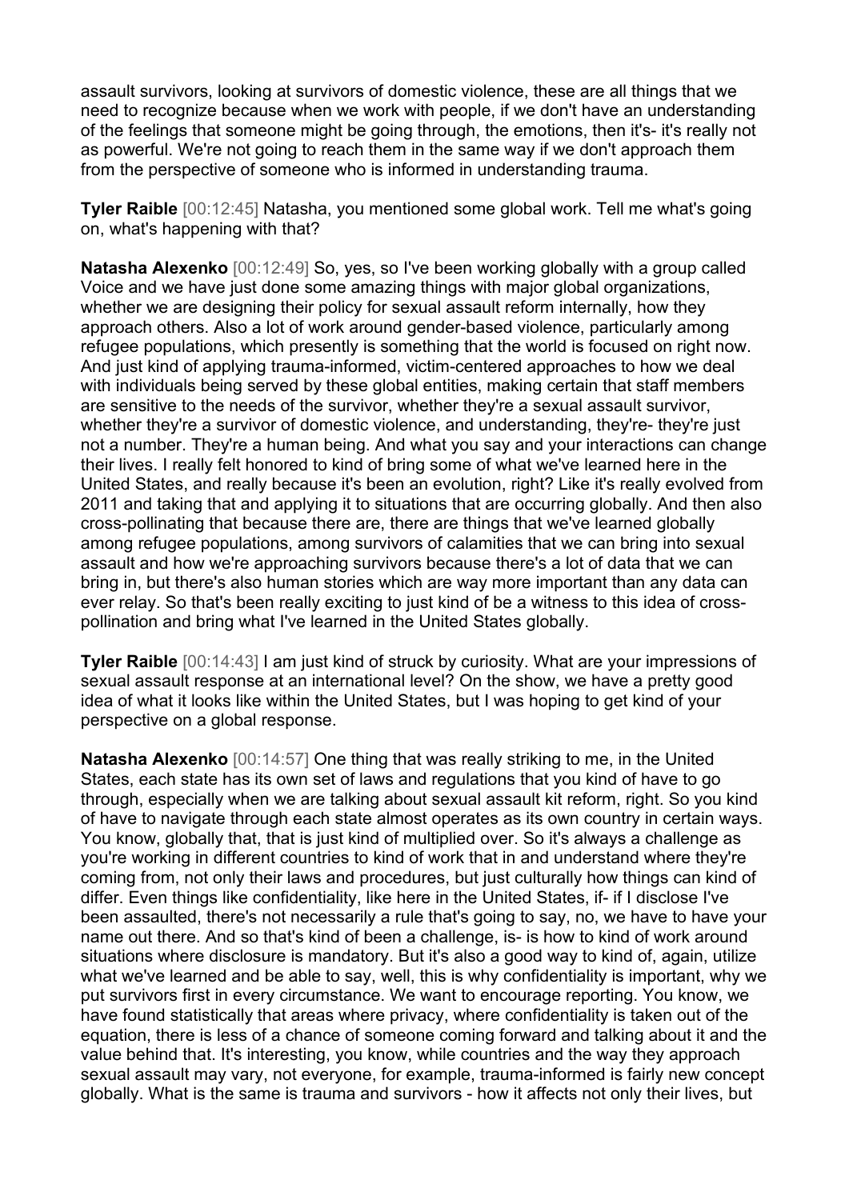assault survivors, looking at survivors of domestic violence, these are all things that we need to recognize because when we work with people, if we don't have an understanding of the feelings that someone might be going through, the emotions, then it's- it's really not as powerful. We're not going to reach them in the same way if we don't approach them from the perspective of someone who is informed in understanding trauma.

**Tyler Raible** [00:12:45] Natasha, you mentioned some global work. Tell me what's going on, what's happening with that?

**Natasha Alexenko** [00:12:49] So, yes, so I've been working globally with a group called Voice and we have just done some amazing things with major global organizations, whether we are designing their policy for sexual assault reform internally, how they approach others. Also a lot of work around gender-based violence, particularly among refugee populations, which presently is something that the world is focused on right now. And just kind of applying trauma-informed, victim-centered approaches to how we deal with individuals being served by these global entities, making certain that staff members are sensitive to the needs of the survivor, whether they're a sexual assault survivor, whether they're a survivor of domestic violence, and understanding, they're- they're just not a number. They're a human being. And what you say and your interactions can change their lives. I really felt honored to kind of bring some of what we've learned here in the United States, and really because it's been an evolution, right? Like it's really evolved from 2011 and taking that and applying it to situations that are occurring globally. And then also cross-pollinating that because there are, there are things that we've learned globally among refugee populations, among survivors of calamities that we can bring into sexual assault and how we're approaching survivors because there's a lot of data that we can bring in, but there's also human stories which are way more important than any data can ever relay. So that's been really exciting to just kind of be a witness to this idea of cross-pollination and bring what I've learned in the United States globally.

**Tyler Raible** [00:14:43] I am just kind of struck by curiosity. What are your impressions of sexual assault response at an international level? On the show, we have a pretty good idea of what it looks like within the United States, but I was hoping to get kind of your perspective on a global response.

**Natasha Alexenko** [00:14:57] One thing that was really striking to me, in the United States, each state has its own set of laws and regulations that you kind of have to go through, especially when we are talking about sexual assault kit reform, right. So you kind of have to navigate through each state almost operates as its own country in certain ways. You know, globally that, that is just kind of multiplied over. So it's always a challenge as you're working in different countries to kind of work that in and understand where they're coming from, not only their laws and procedures, but just culturally how things can kind of differ. Even things like confidentiality, like here in the United States, if- if I disclose I've been assaulted, there's not necessarily a rule that's going to say, no, we have to have your name out there. And so that's kind of been a challenge, is- is how to kind of work around situations where disclosure is mandatory. But it's also a good way to kind of, again, utilize what we've learned and be able to say, well, this is why confidentiality is important, why we put survivors first in every circumstance. We want to encourage reporting. You know, we have found statistically that areas where privacy, where confidentiality is taken out of the equation, there is less of a chance of someone coming forward and talking about it and the value behind that. It's interesting, you know, while countries and the way they approach sexual assault may vary, not everyone, for example, trauma-informed is fairly new concept globally. What is the same is trauma and survivors - how it affects not only their lives, but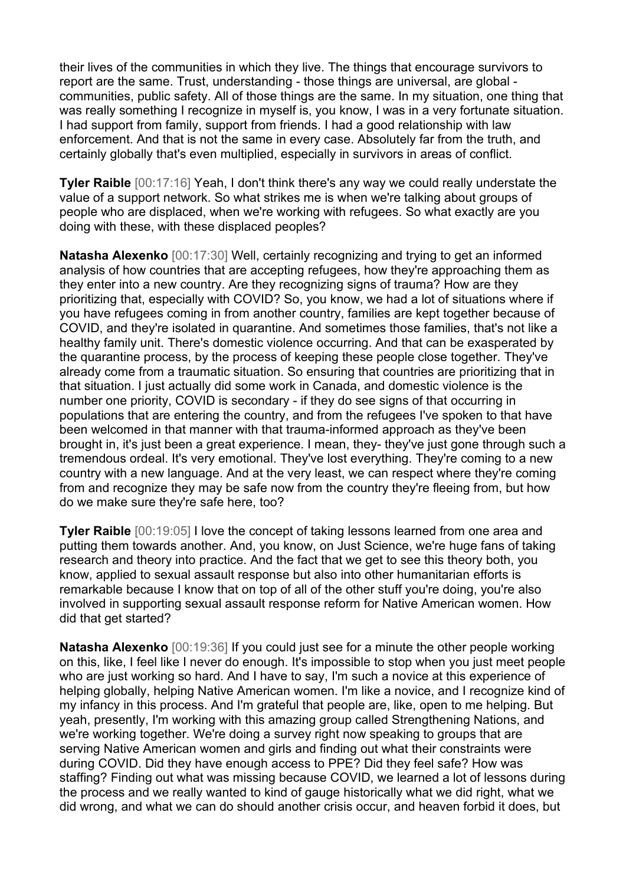their lives of the communities in which they live. The things that encourage survivors to report are the same. Trust, understanding - those things are universal, are global - communities, public safety. All of those things are the same. In my situation, one thing that was really something I recognize in myself is, you know, I was in a very fortunate situation. I had support from family, support from friends. I had a good relationship with law enforcement. And that is not the same in every case. Absolutely far from the truth, and certainly globally that's even multiplied, especially in survivors in areas of conflict.

**Tyler Raible** [00:17:16] Yeah, I don't think there's any way we could really understate the value of a support network. So what strikes me is when we're talking about groups of people who are displaced, when we're working with refugees. So what exactly are you doing with these, with these displaced peoples?

**Natasha Alexenko** [00:17:30] Well, certainly recognizing and trying to get an informed analysis of how countries that are accepting refugees, how they're approaching them as they enter into a new country. Are they recognizing signs of trauma? How are they prioritizing that, especially with COVID? So, you know, we had a lot of situations where if you have refugees coming in from another country, families are kept together because of COVID, and they're isolated in quarantine. And sometimes those families, that's not like a healthy family unit. There's domestic violence occurring. And that can be exasperated by the quarantine process, by the process of keeping these people close together. They've already come from a traumatic situation. So ensuring that countries are prioritizing that in that situation. I just actually did some work in Canada, and domestic violence is the number one priority, COVID is secondary - if they do see signs of that occurring in populations that are entering the country, and from the refugees I've spoken to that have been welcomed in that manner with that trauma-informed approach as they've been brought in, it's just been a great experience. I mean, they- they've just gone through such a tremendous ordeal. It's very emotional. They've lost everything. They're coming to a new country with a new language. And at the very least, we can respect where they're coming from and recognize they may be safe now from the country they're fleeing from, but how do we make sure they're safe here, too?

**Tyler Raible** [00:19:05] I love the concept of taking lessons learned from one area and putting them towards another. And, you know, on Just Science, we're huge fans of taking research and theory into practice. And the fact that we get to see this theory both, you know, applied to sexual assault response but also into other humanitarian efforts is remarkable because I know that on top of all of the other stuff you're doing, you're also involved in supporting sexual assault response reform for Native American women. How did that get started?

**Natasha Alexenko** [00:19:36] If you could just see for a minute the other people working on this, like, I feel like I never do enough. It's impossible to stop when you just meet people who are just working so hard. And I have to say, I'm such a novice at this experience of helping globally, helping Native American women. I'm like a novice, and I recognize kind of my infancy in this process. And I'm grateful that people are, like, open to me helping. But yeah, presently, I'm working with this amazing group called Strengthening Nations, and we're working together. We're doing a survey right now speaking to groups that are serving Native American women and girls and finding out what their constraints were during COVID. Did they have enough access to PPE? Did they feel safe? How was staffing? Finding out what was missing because COVID, we learned a lot of lessons during the process and we really wanted to kind of gauge historically what we did right, what we did wrong, and what we can do should another crisis occur, and heaven forbid it does, but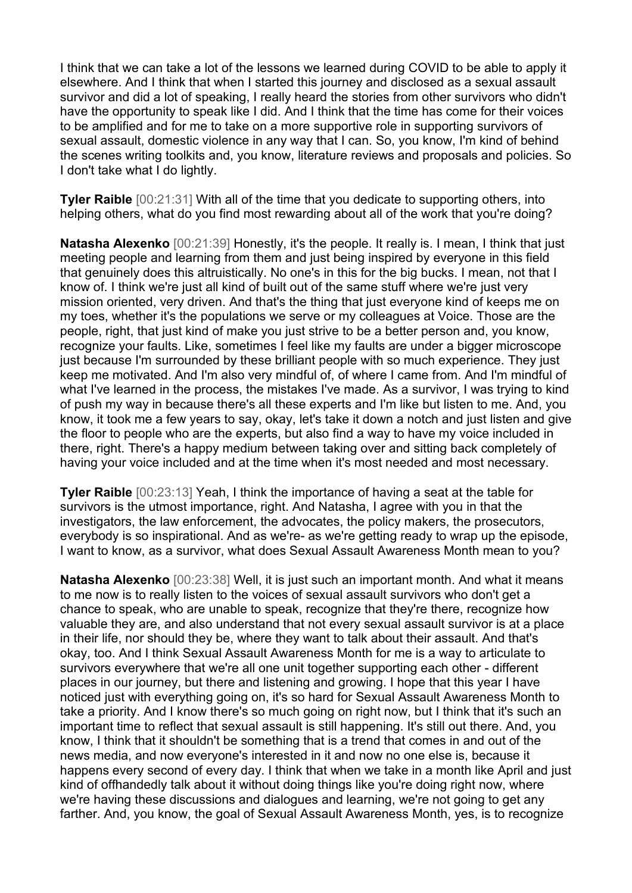I think that we can take a lot of the lessons we learned during COVID to be able to apply it elsewhere. And I think that when I started this journey and disclosed as a sexual assault survivor and did a lot of speaking, I really heard the stories from other survivors who didn't have the opportunity to speak like I did. And I think that the time has come for their voices to be amplified and for me to take on a more supportive role in supporting survivors of sexual assault, domestic violence in any way that I can. So, you know, I'm kind of behind the scenes writing toolkits and, you know, literature reviews and proposals and policies. So I don't take what I do lightly.

**Tyler Raible** [00:21:31] With all of the time that you dedicate to supporting others, into helping others, what do you find most rewarding about all of the work that you're doing?

**Natasha Alexenko** [00:21:39] Honestly, it's the people. It really is. I mean, I think that just meeting people and learning from them and just being inspired by everyone in this field that genuinely does this altruistically. No one's in this for the big bucks. I mean, not that I know of. I think we're just all kind of built out of the same stuff where we're just very mission oriented, very driven. And that's the thing that just everyone kind of keeps me on my toes, whether it's the populations we serve or my colleagues at Voice. Those are the people, right, that just kind of make you just strive to be a better person and, you know, recognize your faults. Like, sometimes I feel like my faults are under a bigger microscope just because I'm surrounded by these brilliant people with so much experience. They just keep me motivated. And I'm also very mindful of, of where I came from. And I'm mindful of what I've learned in the process, the mistakes I've made. As a survivor, I was trying to kind of push my way in because there's all these experts and I'm like but listen to me. And, you know, it took me a few years to say, okay, let's take it down a notch and just listen and give the floor to people who are the experts, but also find a way to have my voice included in there, right. There's a happy medium between taking over and sitting back completely of having your voice included and at the time when it's most needed and most necessary.

**Tyler Raible** [00:23:13] Yeah, I think the importance of having a seat at the table for survivors is the utmost importance, right. And Natasha, I agree with you in that the investigators, the law enforcement, the advocates, the policy makers, the prosecutors, everybody is so inspirational. And as we're- as we're getting ready to wrap up the episode, I want to know, as a survivor, what does Sexual Assault Awareness Month mean to you?

**Natasha Alexenko** [00:23:38] Well, it is just such an important month. And what it means to me now is to really listen to the voices of sexual assault survivors who don't get a chance to speak, who are unable to speak, recognize that they're there, recognize how valuable they are, and also understand that not every sexual assault survivor is at a place in their life, nor should they be, where they want to talk about their assault. And that's okay, too. And I think Sexual Assault Awareness Month for me is a way to articulate to survivors everywhere that we're all one unit together supporting each other - different places in our journey, but there and listening and growing. I hope that this year I have noticed just with everything going on, it's so hard for Sexual Assault Awareness Month to take a priority. And I know there's so much going on right now, but I think that it's such an important time to reflect that sexual assault is still happening. It's still out there. And, you know, I think that it shouldn't be something that is a trend that comes in and out of the news media, and now everyone's interested in it and now no one else is, because it happens every second of every day. I think that when we take in a month like April and just kind of offhandedly talk about it without doing things like you're doing right now, where we're having these discussions and dialogues and learning, we're not going to get any farther. And, you know, the goal of Sexual Assault Awareness Month, yes, is to recognize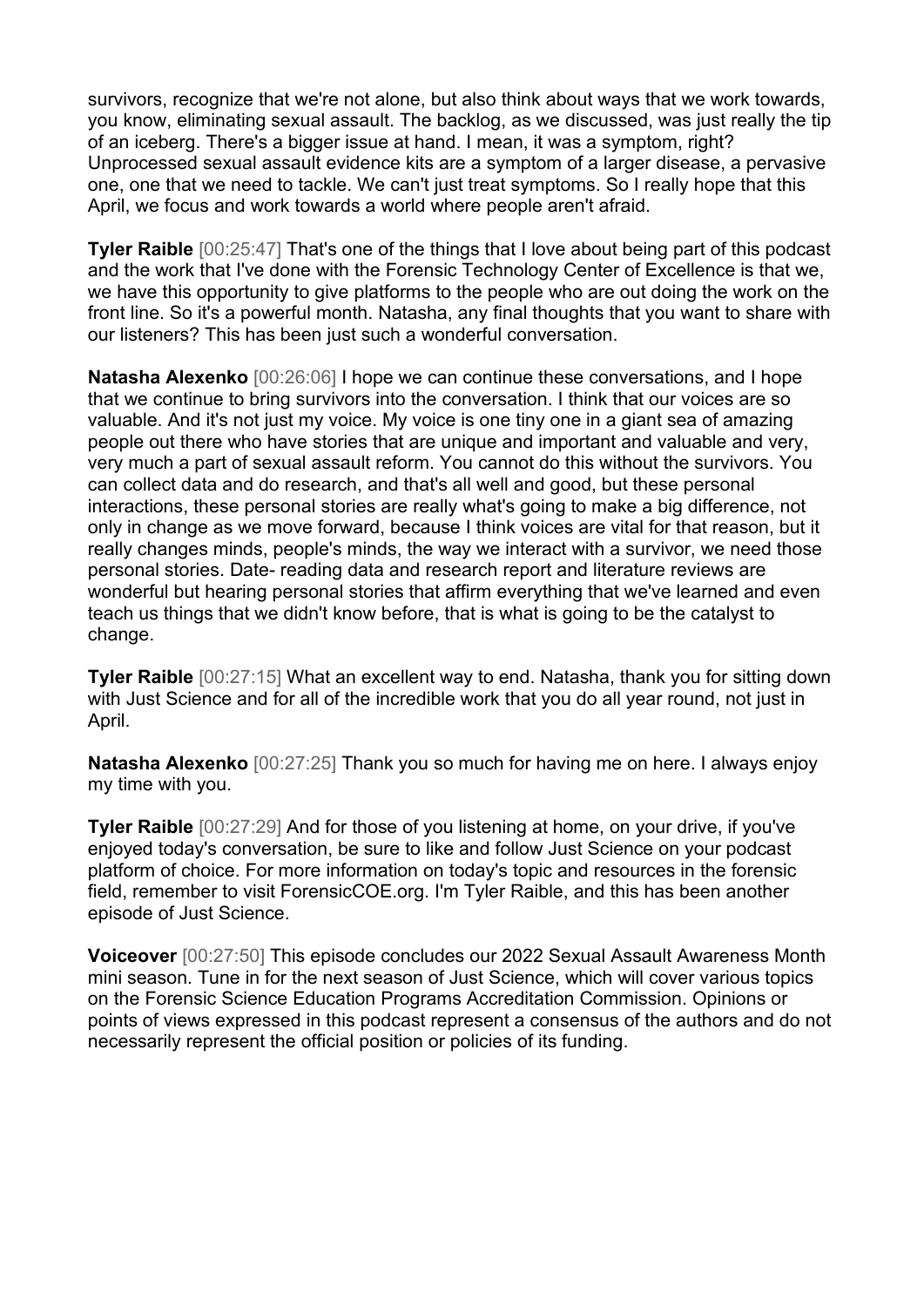survivors, recognize that we're not alone, but also think about ways that we work towards, you know, eliminating sexual assault. The backlog, as we discussed, was just really the tip of an iceberg. There's a bigger issue at hand. I mean, it was a symptom, right? Unprocessed sexual assault evidence kits are a symptom of a larger disease, a pervasive one, one that we need to tackle. We can't just treat symptoms. So I really hope that this April, we focus and work towards a world where people aren't afraid.

**Tyler Raible** [00:25:47] That's one of the things that I love about being part of this podcast and the work that I've done with the Forensic Technology Center of Excellence is that we, we have this opportunity to give platforms to the people who are out doing the work on the front line. So it's a powerful month. Natasha, any final thoughts that you want to share with our listeners? This has been just such a wonderful conversation.

**Natasha Alexenko** [00:26:06] I hope we can continue these conversations, and I hope that we continue to bring survivors into the conversation. I think that our voices are so valuable. And it's not just my voice. My voice is one tiny one in a giant sea of amazing people out there who have stories that are unique and important and valuable and very, very much a part of sexual assault reform. You cannot do this without the survivors. You can collect data and do research, and that's all well and good, but these personal interactions, these personal stories are really what's going to make a big difference, not only in change as we move forward, because I think voices are vital for that reason, but it really changes minds, people's minds, the way we interact with a survivor, we need those personal stories. Date- reading data and research report and literature reviews are wonderful but hearing personal stories that affirm everything that we've learned and even teach us things that we didn't know before, that is what is going to be the catalyst to change.

**Tyler Raible** [00:27:15] What an excellent way to end. Natasha, thank you for sitting down with Just Science and for all of the incredible work that you do all year round, not just in April.

**Natasha Alexenko** [00:27:25] Thank you so much for having me on here. I always enjoy my time with you.

**Tyler Raible** [00:27:29] And for those of you listening at home, on your drive, if you've enjoyed today's conversation, be sure to like and follow Just Science on your podcast platform of choice. For more information on today's topic and resources in the forensic field, remember to visit ForensicCOE.org. I'm Tyler Raible, and this has been another episode of Just Science.

**Voiceover** [00:27:50] This episode concludes our 2022 Sexual Assault Awareness Month mini season. Tune in for the next season of Just Science, which will cover various topics on the Forensic Science Education Programs Accreditation Commission. Opinions or points of views expressed in this podcast represent a consensus of the authors and do not necessarily represent the official position or policies of its funding.